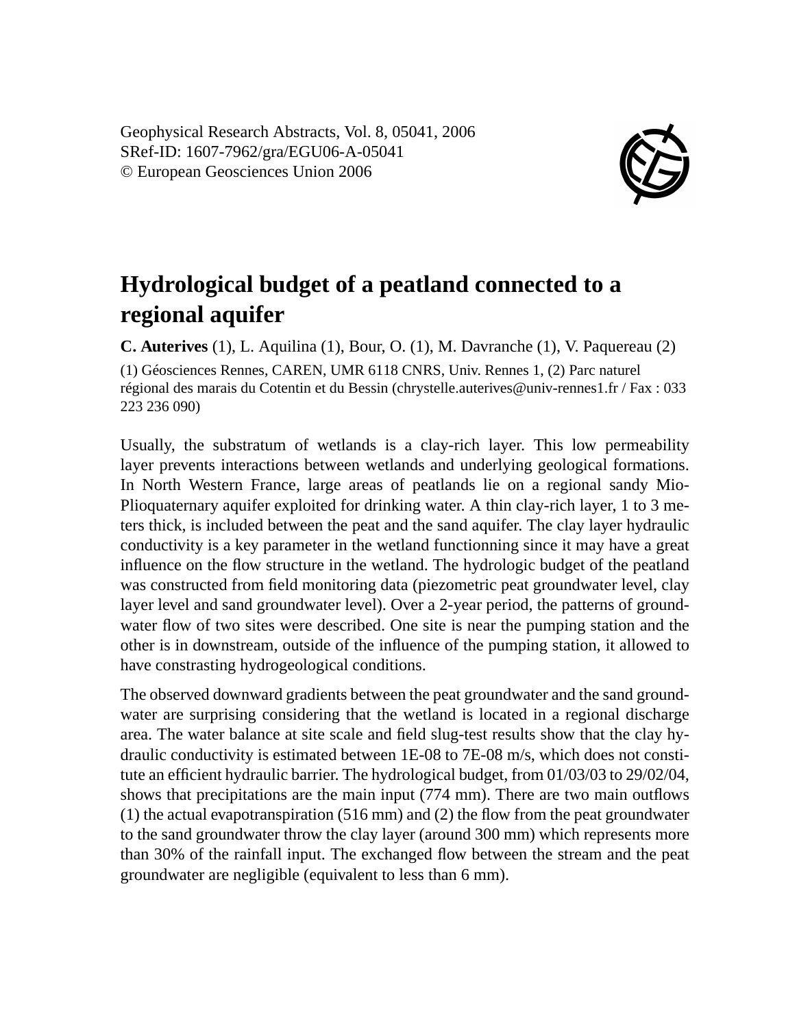Geophysical Research Abstracts, Vol. 8, 05041, 2006
SRef-ID: 1607-7962/gra/EGU06-A-05041
© European Geosciences Union 2006

# Hydrological budget of a peatland connected to a regional aquifer

**C. Auterives** (1), L. Aquilina (1), Bour, O. (1), M. Davranche (1), V. Paquereau (2)

(1) Géosciences Rennes, CAREN, UMR 6118 CNRS, Univ. Rennes 1, (2) Parc naturel régional des marais du Cotentin et du Bessin (chrystelle.auterives@univ-rennes1.fr / Fax : 033 223 236 090)

Usually, the substratum of wetlands is a clay-rich layer. This low permeability layer prevents interactions between wetlands and underlying geological formations. In North Western France, large areas of peatlands lie on a regional sandy Mio-Plioquaternary aquifer exploited for drinking water. A thin clay-rich layer, 1 to 3 meters thick, is included between the peat and the sand aquifer. The clay layer hydraulic conductivity is a key parameter in the wetland functionning since it may have a great influence on the flow structure in the wetland. The hydrologic budget of the peatland was constructed from field monitoring data (piezometric peat groundwater level, clay layer level and sand groundwater level). Over a 2-year period, the patterns of groundwater flow of two sites were described. One site is near the pumping station and the other is in downstream, outside of the influence of the pumping station, it allowed to have constrasting hydrogeological conditions.

The observed downward gradients between the peat groundwater and the sand groundwater are surprising considering that the wetland is located in a regional discharge area. The water balance at site scale and field slug-test results show that the clay hydraulic conductivity is estimated between 1E-08 to 7E-08 m/s, which does not constitute an efficient hydraulic barrier. The hydrological budget, from 01/03/03 to 29/02/04, shows that precipitations are the main input (774 mm). There are two main outflows (1) the actual evapotranspiration (516 mm) and (2) the flow from the peat groundwater to the sand groundwater throw the clay layer (around 300 mm) which represents more than 30% of the rainfall input. The exchanged flow between the stream and the peat groundwater are negligible (equivalent to less than 6 mm).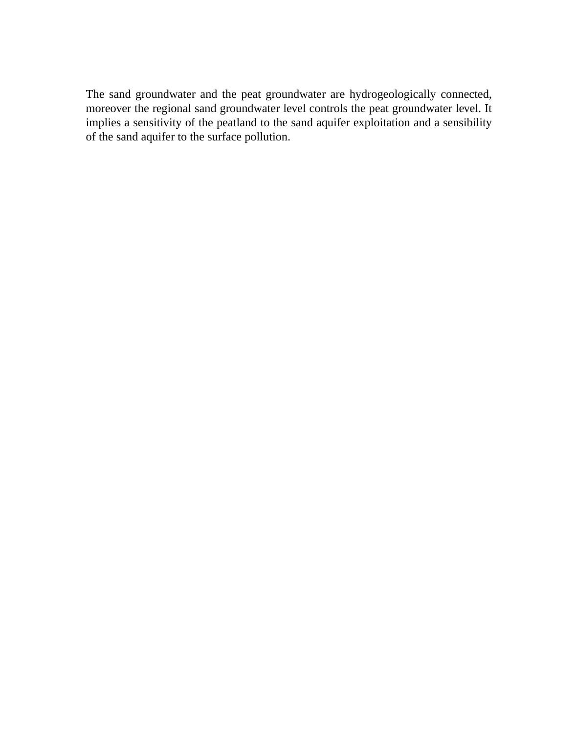The sand groundwater and the peat groundwater are hydrogeologically connected, moreover the regional sand groundwater level controls the peat groundwater level. It implies a sensitivity of the peatland to the sand aquifer exploitation and a sensibility of the sand aquifer to the surface pollution.